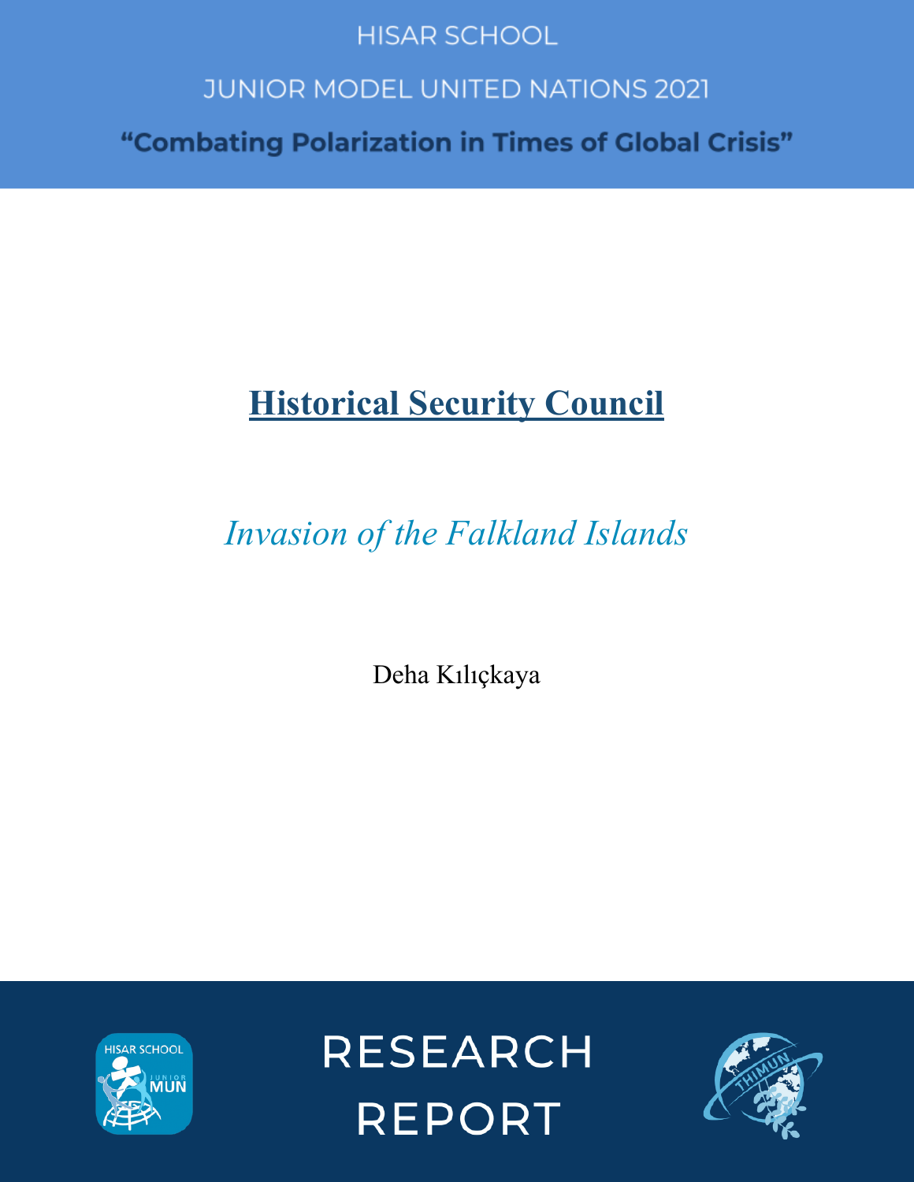HISAR SCHOOL

JUNIOR MODEL UNITED NATIONS 2021

**"Combating Polarization in Times of Global Crisis"**

# Historical Security Council

## *Invasion of the Falkland Islands*

Deha Kılıçkaya

RESEARCH REPORT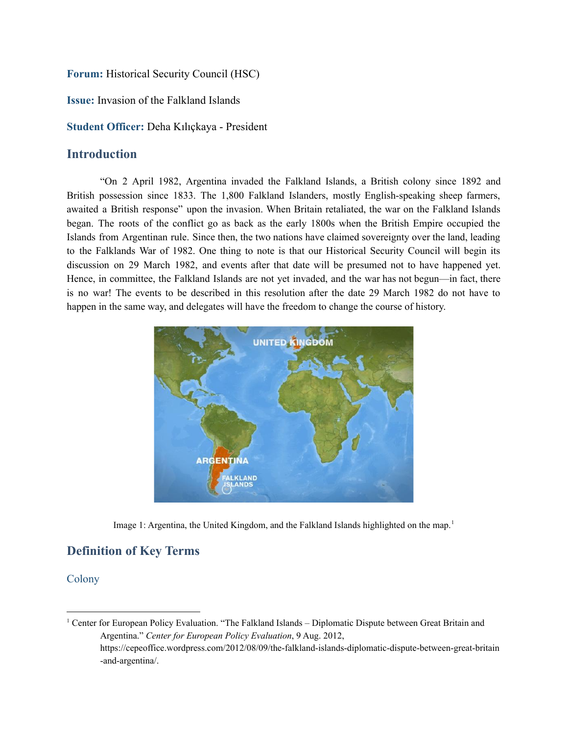**Forum:** Historical Security Council (HSC)

**Issue:** Invasion of the Falkland Islands

**Student Officer:** Deha Kılıçkaya - President

## Introduction

"On 2 April 1982, Argentina invaded the Falkland Islands, a British colony since 1892 and British possession since 1833. The 1,800 Falkland Islanders, mostly English-speaking sheep farmers, awaited a British response" upon the invasion. When Britain retaliated, the war on the Falkland Islands began. The roots of the conflict go as back as the early 1800s when the British Empire occupied the Islands from Argentinan rule. Since then, the two nations have claimed sovereignty over the land, leading to the Falklands War of 1982. One thing to note is that our Historical Security Council will begin its discussion on 29 March 1982, and events after that date will be presumed not to have happened yet. Hence, in committee, the Falkland Islands are not yet invaded, and the war has not begun—in fact, there is no war! The events to be described in this resolution after the date 29 March 1982 do not have to happen in the same way, and delegates will have the freedom to change the course of history.

Image 1: Argentina, the United Kingdom, and the Falkland Islands highlighted on the map.[1]

## Definition of Key Terms

### Colony

[1] Center for European Policy Evaluation. "The Falkland Islands – Diplomatic Dispute between Great Britain and Argentina." *Center for European Policy Evaluation*, 9 Aug. 2012, https://cepeoffice.wordpress.com/2012/08/09/the-falkland-islands-diplomatic-dispute-between-great-britain-and-argentina/.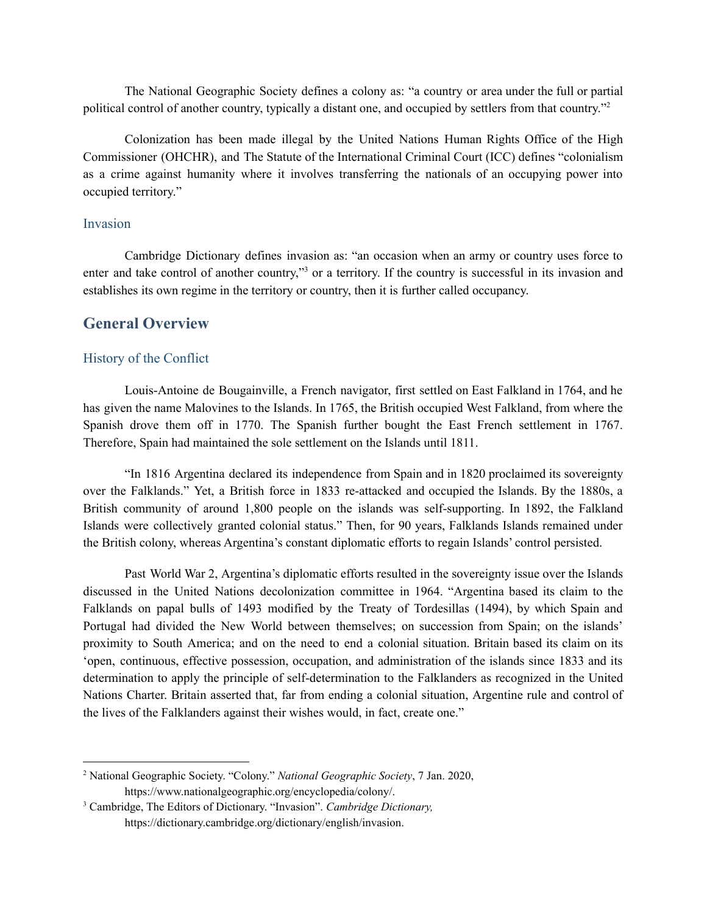The National Geographic Society defines a colony as: "a country or area under the full or partial political control of another country, typically a distant one, and occupied by settlers from that country."[2]

Colonization has been made illegal by the United Nations Human Rights Office of the High Commissioner (OHCHR), and The Statute of the International Criminal Court (ICC) defines "colonialism as a crime against humanity where it involves transferring the nationals of an occupying power into occupied territory."

### Invasion

Cambridge Dictionary defines invasion as: "an occasion when an army or country uses force to enter and take control of another country,"[3] or a territory. If the country is successful in its invasion and establishes its own regime in the territory or country, then it is further called occupancy.

## General Overview

### History of the Conflict

Louis-Antoine de Bougainville, a French navigator, first settled on East Falkland in 1764, and he has given the name Malovines to the Islands. In 1765, the British occupied West Falkland, from where the Spanish drove them off in 1770. The Spanish further bought the East French settlement in 1767. Therefore, Spain had maintained the sole settlement on the Islands until 1811.

"In 1816 Argentina declared its independence from Spain and in 1820 proclaimed its sovereignty over the Falklands." Yet, a British force in 1833 re-attacked and occupied the Islands. By the 1880s, a British community of around 1,800 people on the islands was self-supporting. In 1892, the Falkland Islands were collectively granted colonial status." Then, for 90 years, Falklands Islands remained under the British colony, whereas Argentina's constant diplomatic efforts to regain Islands' control persisted.

Past World War 2, Argentina's diplomatic efforts resulted in the sovereignty issue over the Islands discussed in the United Nations decolonization committee in 1964. "Argentina based its claim to the Falklands on papal bulls of 1493 modified by the Treaty of Tordesillas (1494), by which Spain and Portugal had divided the New World between themselves; on succession from Spain; on the islands' proximity to South America; and on the need to end a colonial situation. Britain based its claim on its 'open, continuous, effective possession, occupation, and administration of the islands since 1833 and its determination to apply the principle of self-determination to the Falklanders as recognized in the United Nations Charter. Britain asserted that, far from ending a colonial situation, Argentine rule and control of the lives of the Falklanders against their wishes would, in fact, create one."

---

[2] National Geographic Society. "Colony." *National Geographic Society*, 7 Jan. 2020, https://www.nationalgeographic.org/encyclopedia/colony/.

[3] Cambridge, The Editors of Dictionary. "Invasion". *Cambridge Dictionary,* https://dictionary.cambridge.org/dictionary/english/invasion.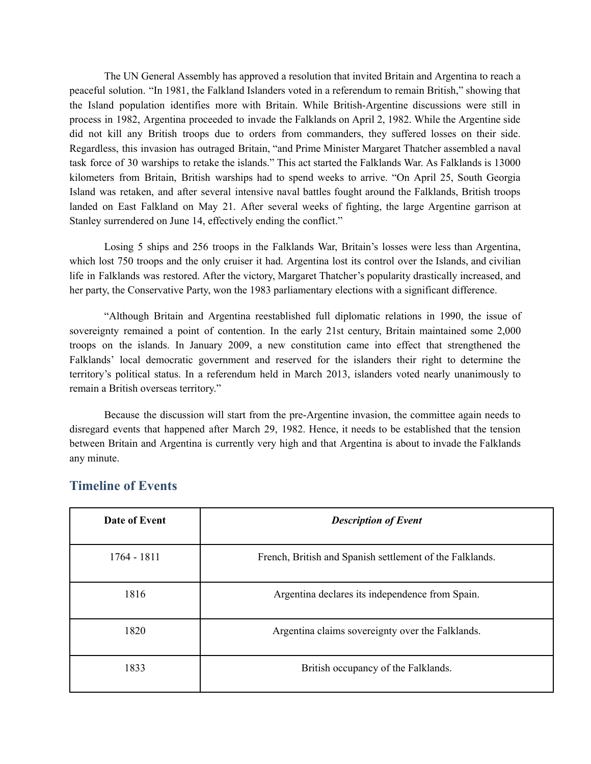The UN General Assembly has approved a resolution that invited Britain and Argentina to reach a peaceful solution. "In 1981, the Falkland Islanders voted in a referendum to remain British," showing that the Island population identifies more with Britain. While British-Argentine discussions were still in process in 1982, Argentina proceeded to invade the Falklands on April 2, 1982. While the Argentine side did not kill any British troops due to orders from commanders, they suffered losses on their side. Regardless, this invasion has outraged Britain, "and Prime Minister Margaret Thatcher assembled a naval task force of 30 warships to retake the islands." This act started the Falklands War. As Falklands is 13000 kilometers from Britain, British warships had to spend weeks to arrive. "On April 25, South Georgia Island was retaken, and after several intensive naval battles fought around the Falklands, British troops landed on East Falkland on May 21. After several weeks of fighting, the large Argentine garrison at Stanley surrendered on June 14, effectively ending the conflict."

Losing 5 ships and 256 troops in the Falklands War, Britain's losses were less than Argentina, which lost 750 troops and the only cruiser it had. Argentina lost its control over the Islands, and civilian life in Falklands was restored. After the victory, Margaret Thatcher's popularity drastically increased, and her party, the Conservative Party, won the 1983 parliamentary elections with a significant difference.

"Although Britain and Argentina reestablished full diplomatic relations in 1990, the issue of sovereignty remained a point of contention. In the early 21st century, Britain maintained some 2,000 troops on the islands. In January 2009, a new constitution came into effect that strengthened the Falklands' local democratic government and reserved for the islanders their right to determine the territory's political status. In a referendum held in March 2013, islanders voted nearly unanimously to remain a British overseas territory."

Because the discussion will start from the pre-Argentine invasion, the committee again needs to disregard events that happened after March 29, 1982. Hence, it needs to be established that the tension between Britain and Argentina is currently very high and that Argentina is about to invade the Falklands any minute.

## Timeline of Events

| **Date of Event** | ***Description of Event*** |
|---|---|
| 1764 - 1811 | French, British and Spanish settlement of the Falklands. |
| 1816 | Argentina declares its independence from Spain. |
| 1820 | Argentina claims sovereignty over the Falklands. |
| 1833 | British occupancy of the Falklands. |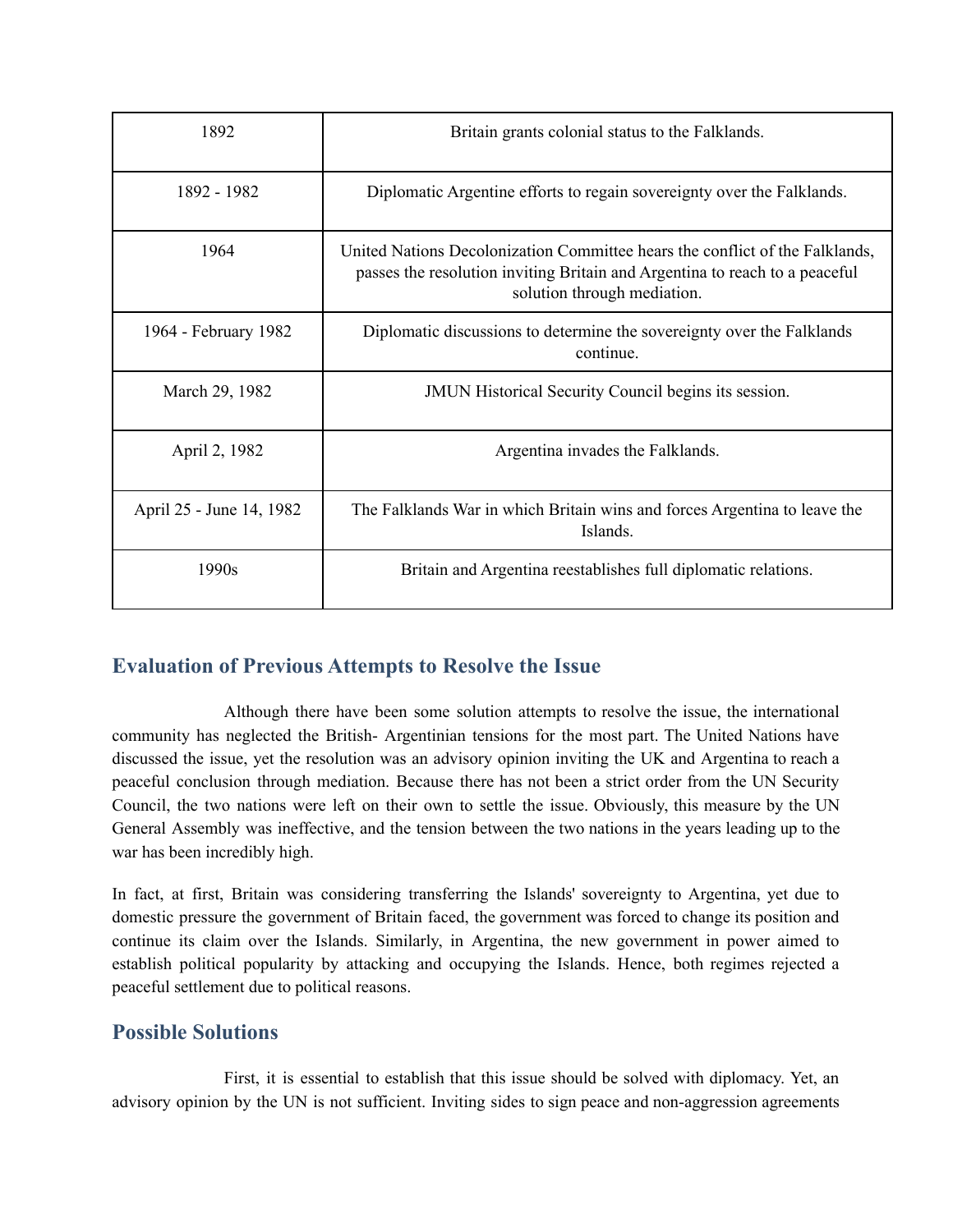| 1892 | Britain grants colonial status to the Falklands. |
|---|---|
| 1892 - 1982 | Diplomatic Argentine efforts to regain sovereignty over the Falklands. |
| 1964 | United Nations Decolonization Committee hears the conflict of the Falklands, passes the resolution inviting Britain and Argentina to reach to a peaceful solution through mediation. |
| 1964 - February 1982 | Diplomatic discussions to determine the sovereignty over the Falklands continue. |
| March 29, 1982 | JMUN Historical Security Council begins its session. |
| April 2, 1982 | Argentina invades the Falklands. |
| April 25 - June 14, 1982 | The Falklands War in which Britain wins and forces Argentina to leave the Islands. |
| 1990s | Britain and Argentina reestablishes full diplomatic relations. |

## Evaluation of Previous Attempts to Resolve the Issue

Although there have been some solution attempts to resolve the issue, the international community has neglected the British- Argentinian tensions for the most part. The United Nations have discussed the issue, yet the resolution was an advisory opinion inviting the UK and Argentina to reach a peaceful conclusion through mediation. Because there has not been a strict order from the UN Security Council, the two nations were left on their own to settle the issue. Obviously, this measure by the UN General Assembly was ineffective, and the tension between the two nations in the years leading up to the war has been incredibly high.

In fact, at first, Britain was considering transferring the Islands' sovereignty to Argentina, yet due to domestic pressure the government of Britain faced, the government was forced to change its position and continue its claim over the Islands. Similarly, in Argentina, the new government in power aimed to establish political popularity by attacking and occupying the Islands. Hence, both regimes rejected a peaceful settlement due to political reasons.

## Possible Solutions

First, it is essential to establish that this issue should be solved with diplomacy. Yet, an advisory opinion by the UN is not sufficient. Inviting sides to sign peace and non-aggression agreements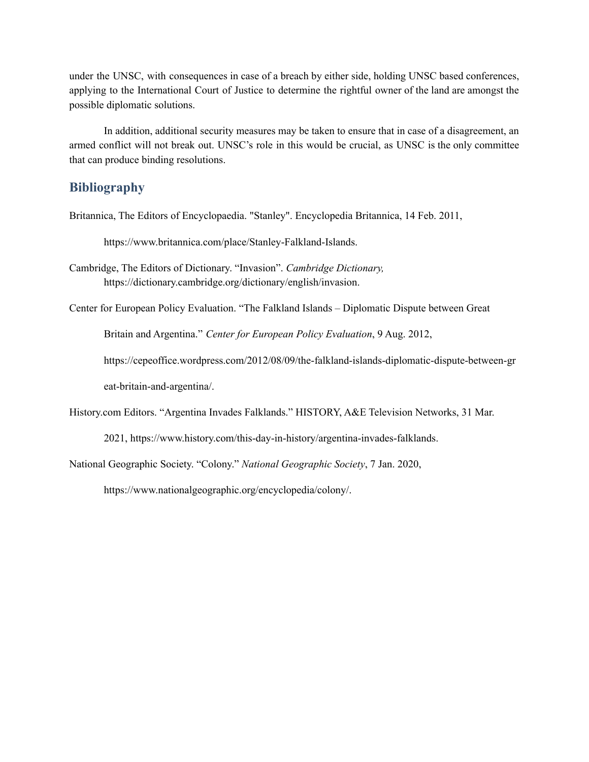under the UNSC, with consequences in case of a breach by either side, holding UNSC based conferences, applying to the International Court of Justice to determine the rightful owner of the land are amongst the possible diplomatic solutions.

In addition, additional security measures may be taken to ensure that in case of a disagreement, an armed conflict will not break out. UNSC's role in this would be crucial, as UNSC is the only committee that can produce binding resolutions.

## Bibliography

Britannica, The Editors of Encyclopaedia. "Stanley". Encyclopedia Britannica, 14 Feb. 2011, https://www.britannica.com/place/Stanley-Falkland-Islands.

Cambridge, The Editors of Dictionary. "Invasion". *Cambridge Dictionary,* https://dictionary.cambridge.org/dictionary/english/invasion.

Center for European Policy Evaluation. "The Falkland Islands – Diplomatic Dispute between Great Britain and Argentina." *Center for European Policy Evaluation*, 9 Aug. 2012, https://cepeoffice.wordpress.com/2012/08/09/the-falkland-islands-diplomatic-dispute-between-great-britain-and-argentina/.

History.com Editors. "Argentina Invades Falklands." HISTORY, A&E Television Networks, 31 Mar. 2021, https://www.history.com/this-day-in-history/argentina-invades-falklands.

National Geographic Society. "Colony." *National Geographic Society*, 7 Jan. 2020, https://www.nationalgeographic.org/encyclopedia/colony/.